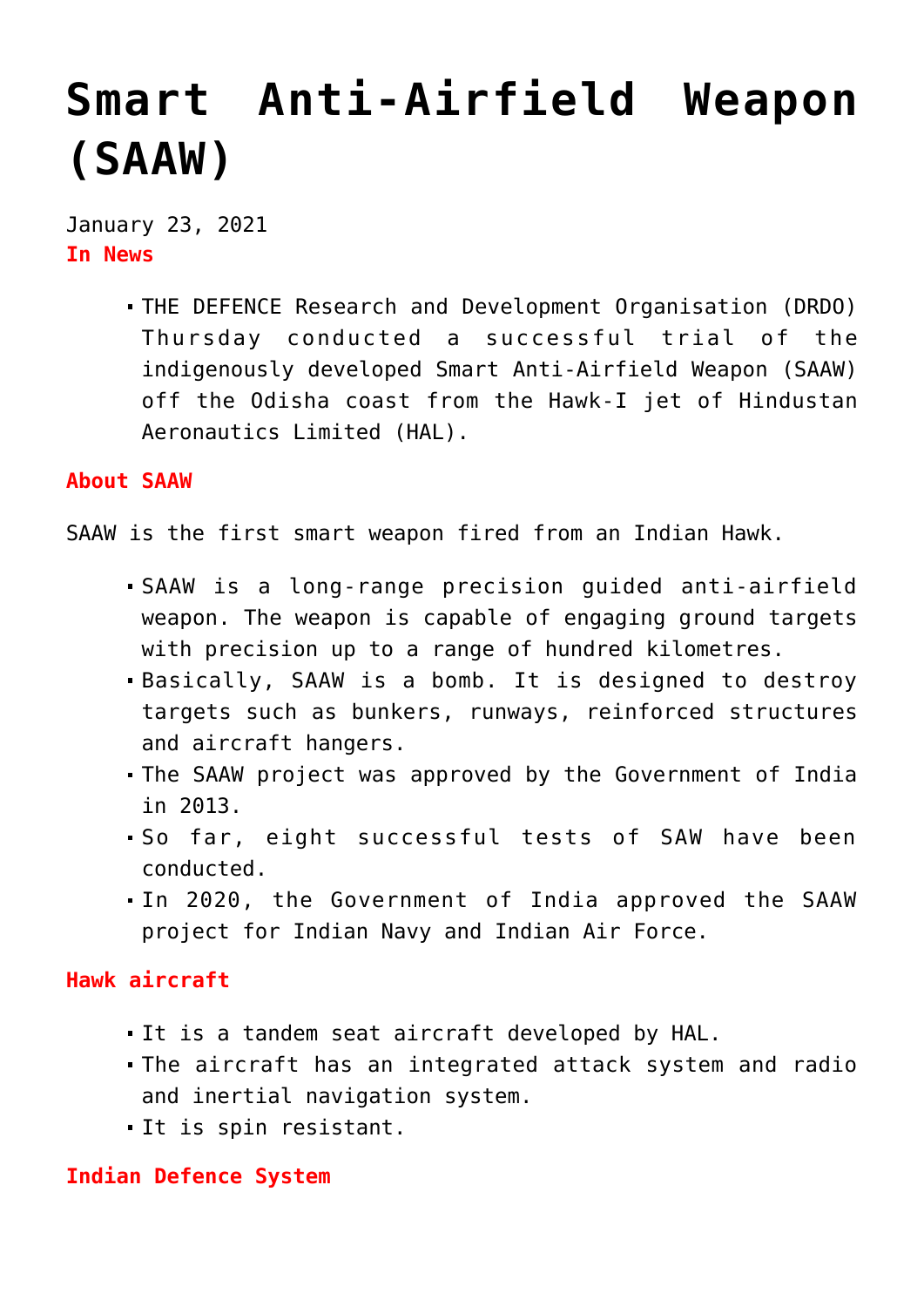# Smart Anti-Airfield Weapon (SAAW)

January 23, 2021

**In News**

- THE DEFENCE Research and Development Organisation (DRDO) Thursday conducted a successful trial of the indigenously developed Smart Anti-Airfield Weapon (SAAW) off the Odisha coast from the Hawk-I jet of Hindustan Aeronautics Limited (HAL).

**About SAAW**

SAAW is the first smart weapon fired from an Indian Hawk.

- SAAW is a long-range precision guided anti-airfield weapon. The weapon is capable of engaging ground targets with precision up to a range of hundred kilometres.
- Basically, SAAW is a bomb. It is designed to destroy targets such as bunkers, runways, reinforced structures and aircraft hangers.
- The SAAW project was approved by the Government of India in 2013.
- So far, eight successful tests of SAW have been conducted.
- In 2020, the Government of India approved the SAAW project for Indian Navy and Indian Air Force.

**Hawk aircraft**

- It is a tandem seat aircraft developed by HAL.
- The aircraft has an integrated attack system and radio and inertial navigation system.
- It is spin resistant.

**Indian Defence System**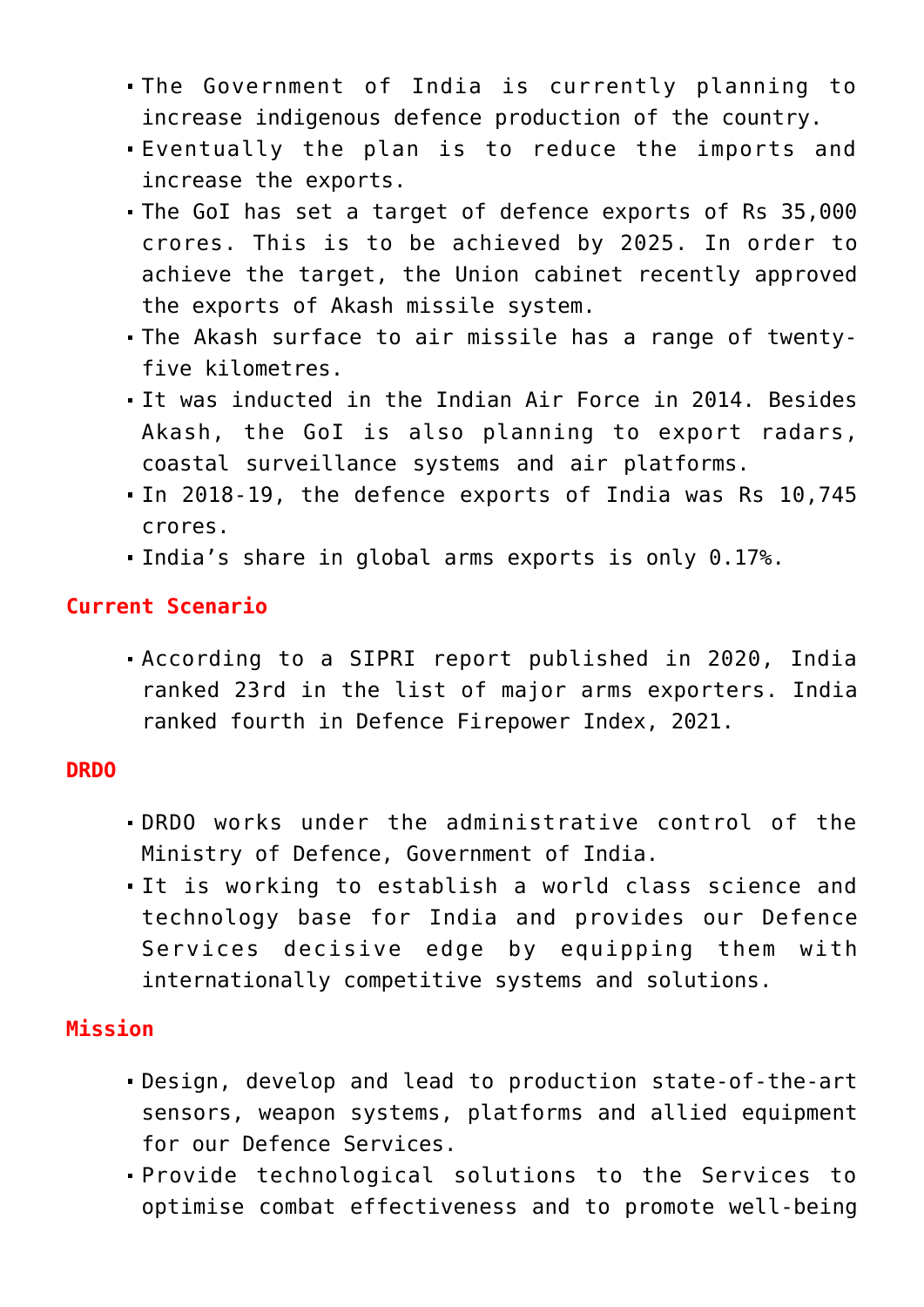- The Government of India is currently planning to increase indigenous defence production of the country.
- Eventually the plan is to reduce the imports and increase the exports.
- The GoI has set a target of defence exports of Rs 35,000 crores. This is to be achieved by 2025. In order to achieve the target, the Union cabinet recently approved the exports of Akash missile system.
- The Akash surface to air missile has a range of twenty-five kilometres.
- It was inducted in the Indian Air Force in 2014. Besides Akash, the GoI is also planning to export radars, coastal surveillance systems and air platforms.
- In 2018-19, the defence exports of India was Rs 10,745 crores.
- India's share in global arms exports is only 0.17%.

## Current Scenario

- According to a SIPRI report published in 2020, India ranked 23rd in the list of major arms exporters. India ranked fourth in Defence Firepower Index, 2021.

## DRDO

- DRDO works under the administrative control of the Ministry of Defence, Government of India.
- It is working to establish a world class science and technology base for India and provides our Defence Services decisive edge by equipping them with internationally competitive systems and solutions.

## Mission

- Design, develop and lead to production state-of-the-art sensors, weapon systems, platforms and allied equipment for our Defence Services.
- Provide technological solutions to the Services to optimise combat effectiveness and to promote well-being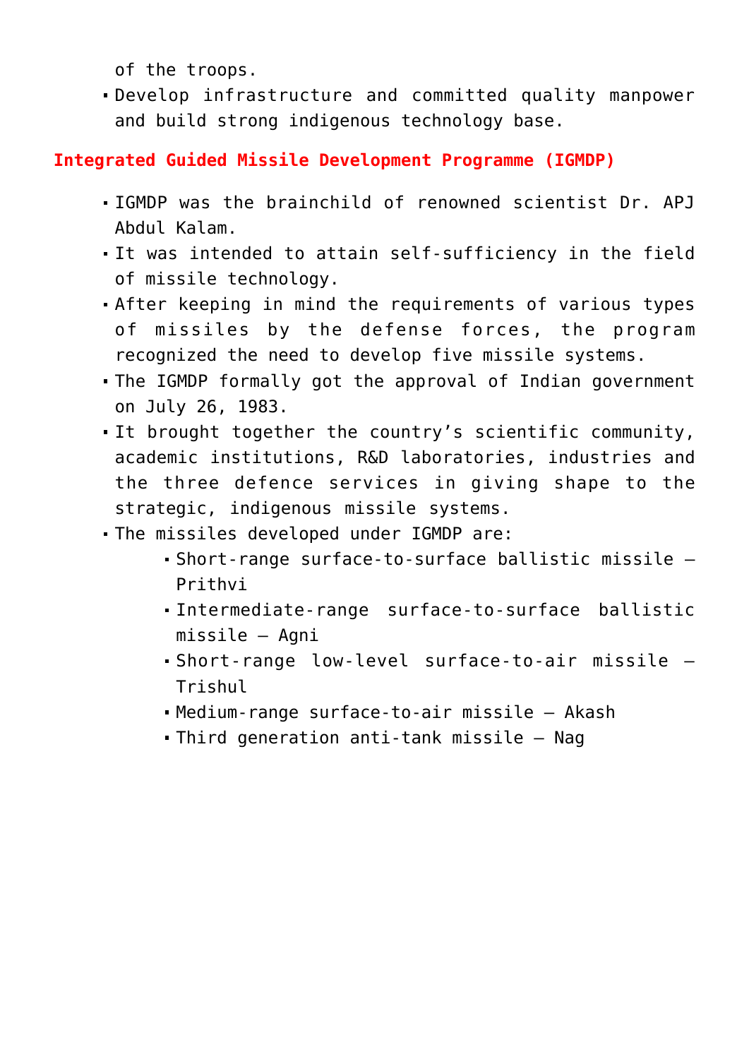of the troops.

- Develop infrastructure and committed quality manpower and build strong indigenous technology base.

## Integrated Guided Missile Development Programme (IGMDP)

- IGMDP was the brainchild of renowned scientist Dr. APJ Abdul Kalam.
- It was intended to attain self-sufficiency in the field of missile technology.
- After keeping in mind the requirements of various types of missiles by the defense forces, the program recognized the need to develop five missile systems.
- The IGMDP formally got the approval of Indian government on July 26, 1983.
- It brought together the country's scientific community, academic institutions, R&D laboratories, industries and the three defence services in giving shape to the strategic, indigenous missile systems.
- The missiles developed under IGMDP are:
  - Short-range surface-to-surface ballistic missile – Prithvi
  - Intermediate-range surface-to-surface ballistic missile – Agni
  - Short-range low-level surface-to-air missile – Trishul
  - Medium-range surface-to-air missile – Akash
  - Third generation anti-tank missile – Nag